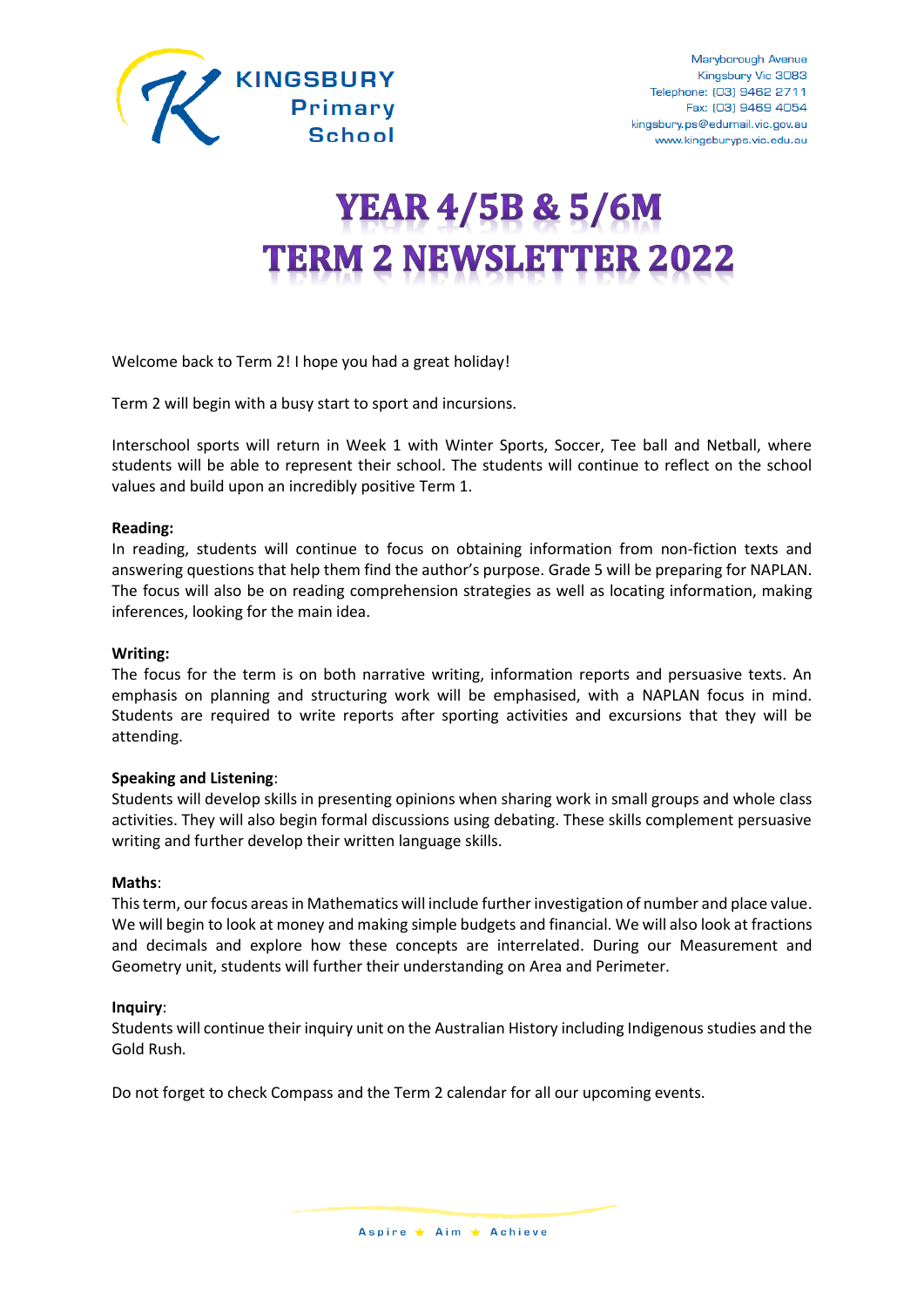KINGSBURY Primary School

Maryborough Avenue
Kingsbury Vic 3083
Telephone: (03) 9462 2711
Fax: (03) 9469 4054
kingsbury.ps@edumail.vic.gov.au
www.kingsburyps.vic.edu.au

# YEAR 4/5B & 5/6M
# TERM 2 NEWSLETTER 2022

Welcome back to Term 2! I hope you had a great holiday!

Term 2 will begin with a busy start to sport and incursions.

Interschool sports will return in Week 1 with Winter Sports, Soccer, Tee ball and Netball, where students will be able to represent their school. The students will continue to reflect on the school values and build upon an incredibly positive Term 1.

**Reading:**
In reading, students will continue to focus on obtaining information from non-fiction texts and answering questions that help them find the author's purpose. Grade 5 will be preparing for NAPLAN. The focus will also be on reading comprehension strategies as well as locating information, making inferences, looking for the main idea.

**Writing:**
The focus for the term is on both narrative writing, information reports and persuasive texts. An emphasis on planning and structuring work will be emphasised, with a NAPLAN focus in mind. Students are required to write reports after sporting activities and excursions that they will be attending.

**Speaking and Listening**:
Students will develop skills in presenting opinions when sharing work in small groups and whole class activities. They will also begin formal discussions using debating. These skills complement persuasive writing and further develop their written language skills.

**Maths**:
This term, our focus areas in Mathematics will include further investigation of number and place value. We will begin to look at money and making simple budgets and financial. We will also look at fractions and decimals and explore how these concepts are interrelated. During our Measurement and Geometry unit, students will further their understanding on Area and Perimeter.

**Inquiry**:
Students will continue their inquiry unit on the Australian History including Indigenous studies and the Gold Rush.

Do not forget to check Compass and the Term 2 calendar for all our upcoming events.

Aspire ★ Aim ★ Achieve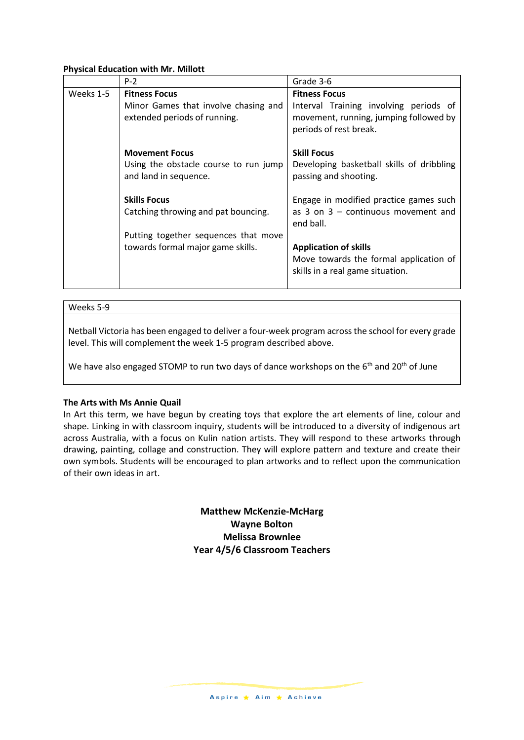**Physical Education with Mr. Millott**

| | P-2 | Grade 3-6 |
|---|---|---|
| Weeks 1-5 | **Fitness Focus**<br>Minor Games that involve chasing and extended periods of running.<br><br>**Movement Focus**<br>Using the obstacle course to run jump and land in sequence.<br><br>**Skills Focus**<br>Catching throwing and pat bouncing.<br><br>Putting together sequences that move towards formal major game skills. | **Fitness Focus**<br>Interval Training involving periods of movement, running, jumping followed by periods of rest break.<br><br>**Skill Focus**<br>Developing basketball skills of dribbling passing and shooting.<br><br>Engage in modified practice games such as 3 on 3 – continuous movement and end ball.<br><br>**Application of skills**<br>Move towards the formal application of skills in a real game situation. |

| Weeks 5-9 |
|---|
| Netball Victoria has been engaged to deliver a four-week program across the school for every grade level. This will complement the week 1-5 program described above.<br><br>We have also engaged STOMP to run two days of dance workshops on the 6th and 20th of June |

**The Arts with Ms Annie Quail**

In Art this term, we have begun by creating toys that explore the art elements of line, colour and shape. Linking in with classroom inquiry, students will be introduced to a diversity of indigenous art across Australia, with a focus on Kulin nation artists. They will respond to these artworks through drawing, painting, collage and construction. They will explore pattern and texture and create their own symbols. Students will be encouraged to plan artworks and to reflect upon the communication of their own ideas in art.

**Matthew McKenzie-McHarg**
**Wayne Bolton**
**Melissa Brownlee**
**Year 4/5/6 Classroom Teachers**